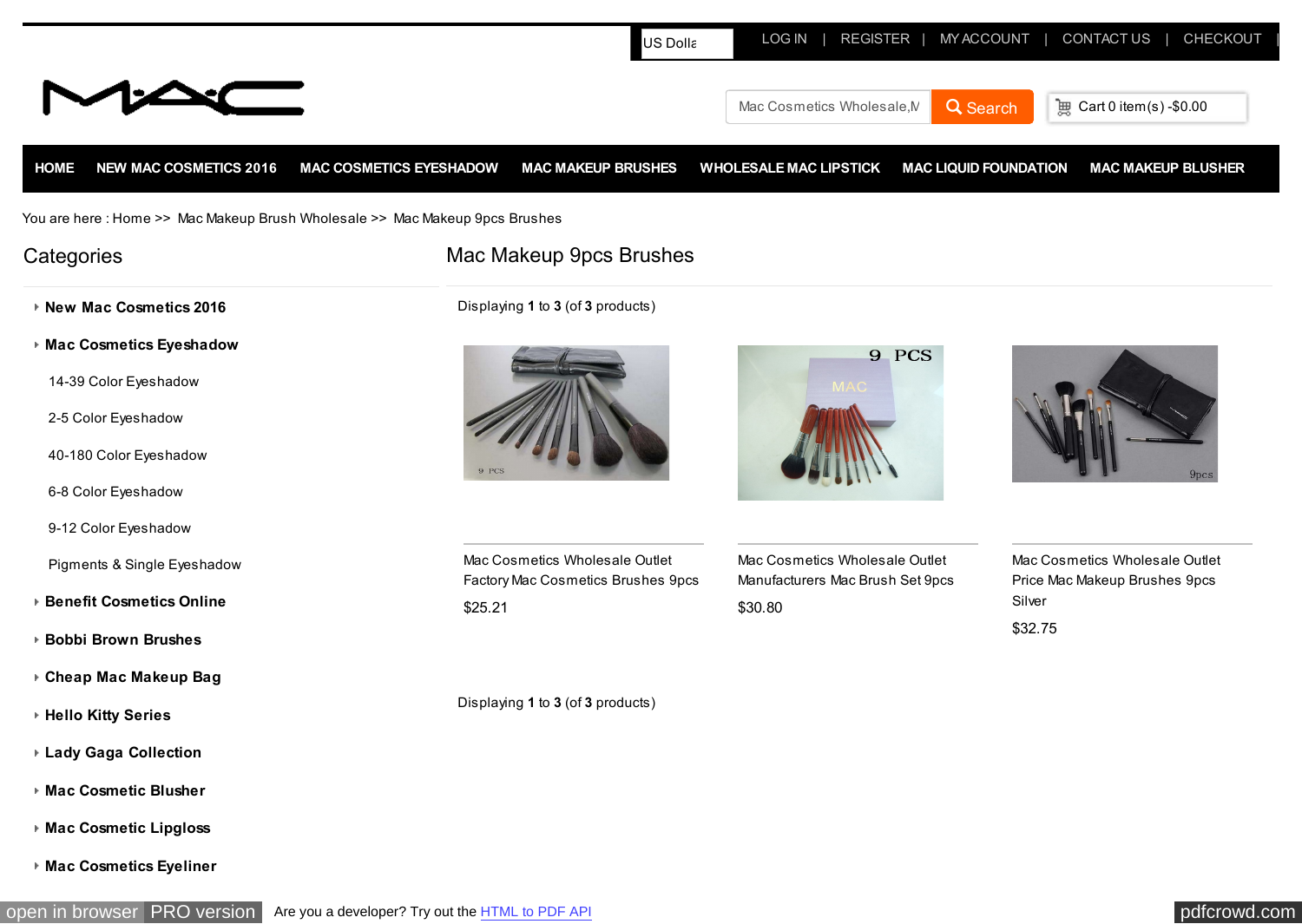US Dolla | LOG IN | REGISTER | MY ACCOUNT | CONTACT US | CHECKOUT

Mac Cosmetics Wholesale,M Search

Cart 0 item(s) -$0.00

HOME | NEW MAC COSMETICS 2016 | MAC COSMETICS EYESHADOW | MAC MAKEUP BRUSHES | WHOLESALE MAC LIPSTICK | MAC LIQUID FOUNDATION | MAC MAKEUP BLUSHER

You are here : Home >> Mac Makeup Brush Wholesale >> Mac Makeup 9pcs Brushes

## Categories

- **New Mac Cosmetics 2016**
- **Mac Cosmetics Eyeshadow**
  - 14-39 Color Eyeshadow
  - 2-5 Color Eyeshadow
  - 40-180 Color Eyeshadow
  - 6-8 Color Eyeshadow
  - 9-12 Color Eyeshadow
  - Pigments & Single Eyeshadow
- **Benefit Cosmetics Online**
- **Bobbi Brown Brushes**
- **Cheap Mac Makeup Bag**
- **Hello Kitty Series**
- **Lady Gaga Collection**
- **Mac Cosmetic Blusher**
- **Mac Cosmetic Lipgloss**
- **Mac Cosmetics Eyeliner**

# Mac Makeup 9pcs Brushes

Displaying **1** to **3** (of **3** products)

Mac Cosmetics Wholesale Outlet Factory Mac Cosmetics Brushes 9pcs
$25.21

Mac Cosmetics Wholesale Outlet Manufacturers Mac Brush Set 9pcs
$30.80

Mac Cosmetics Wholesale Outlet Price Mac Makeup Brushes 9pcs Silver
$32.75

Displaying **1** to **3** (of **3** products)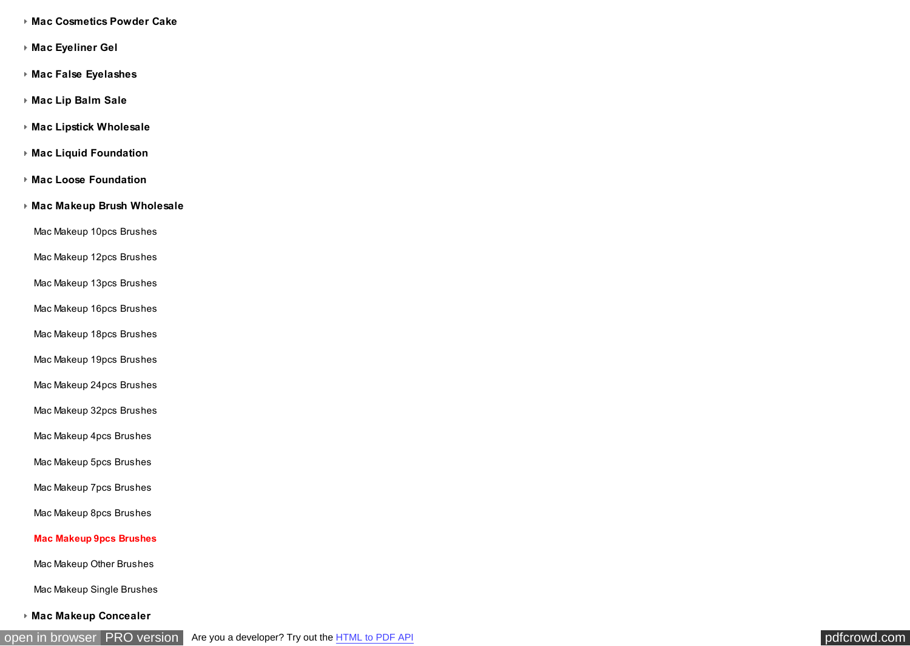- **Mac Cosmetics Powder Cake**
- **Mac Eyeliner Gel**
- **Mac False Eyelashes**
- **Mac Lip Balm Sale**
- **Mac Lipstick Wholesale**
- **Mac Liquid Foundation**
- **Mac Loose Foundation**
- **Mac Makeup Brush Wholesale**
  - Mac Makeup 10pcs Brushes
  - Mac Makeup 12pcs Brushes
  - Mac Makeup 13pcs Brushes
  - Mac Makeup 16pcs Brushes
  - Mac Makeup 18pcs Brushes
  - Mac Makeup 19pcs Brushes
  - Mac Makeup 24pcs Brushes
  - Mac Makeup 32pcs Brushes
  - Mac Makeup 4pcs Brushes
  - Mac Makeup 5pcs Brushes
  - Mac Makeup 7pcs Brushes
  - Mac Makeup 8pcs Brushes
  - **Mac Makeup 9pcs Brushes**
  - Mac Makeup Other Brushes
  - Mac Makeup Single Brushes
- **Mac Makeup Concealer**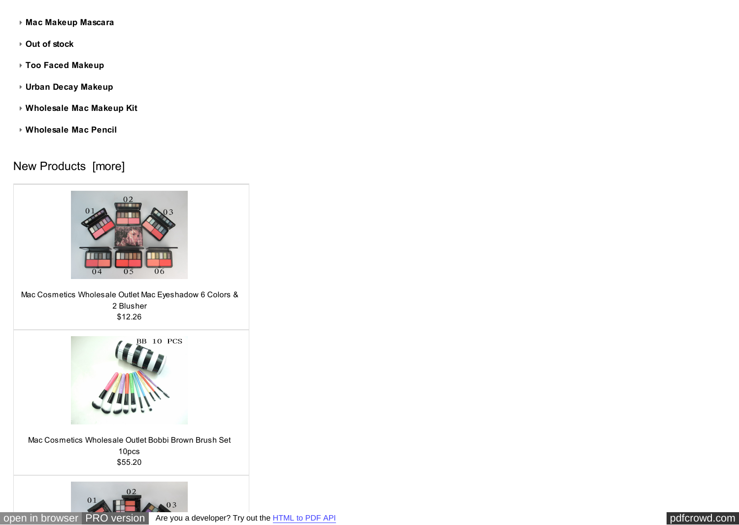- **Mac Makeup Mascara**
- **Out of stock**
- **Too Faced Makeup**
- **Urban Decay Makeup**
- **Wholesale Mac Makeup Kit**
- **Wholesale Mac Pencil**

## New Products [more]

Mac Cosmetics Wholesale Outlet Mac Eyeshadow 6 Colors & 2 Blusher
$12.26

Mac Cosmetics Wholesale Outlet Bobbi Brown Brush Set 10pcs
$55.20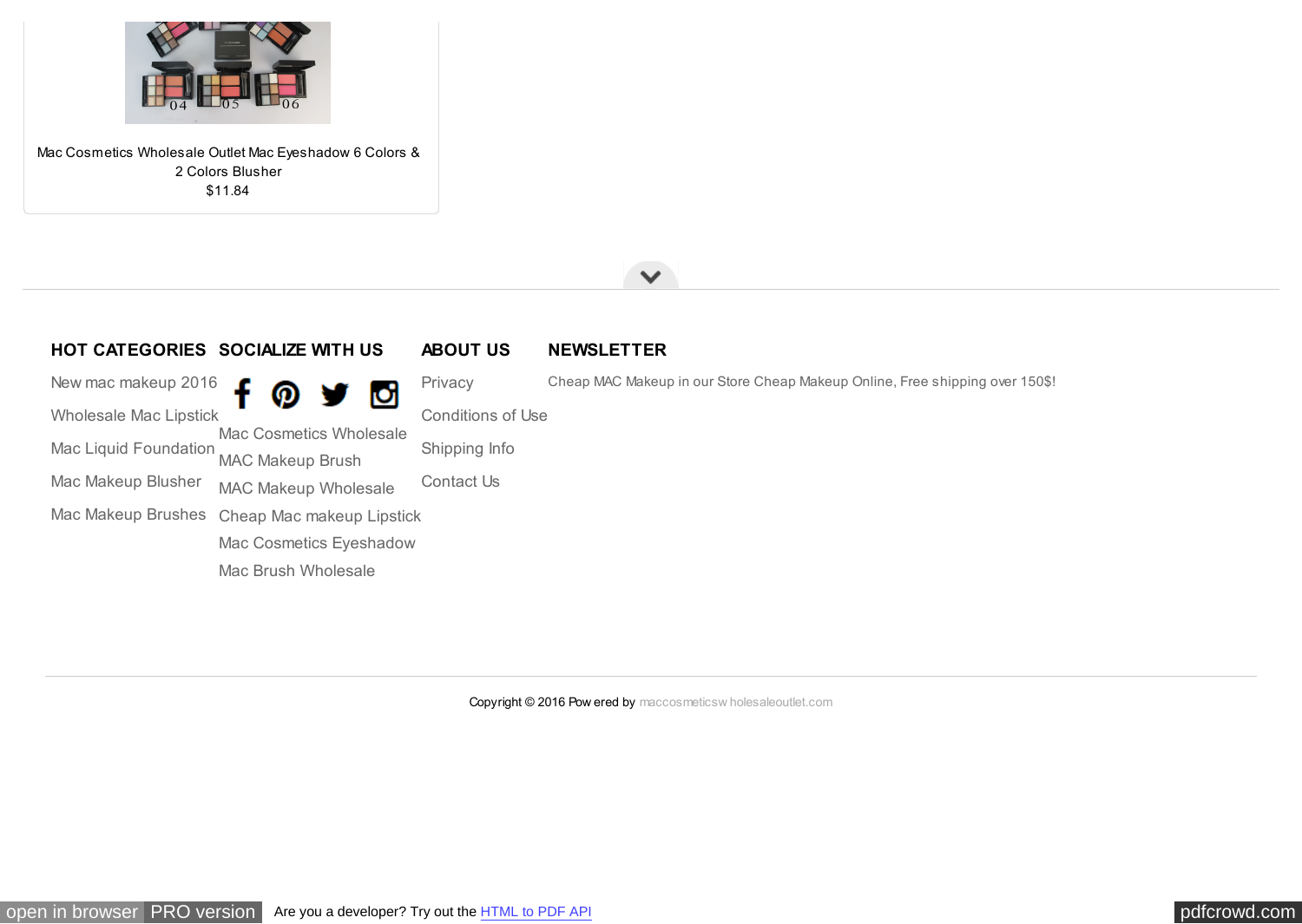Mac Cosmetics Wholesale Outlet Mac Eyeshadow 6 Colors & 2 Colors Blusher
$11.84

### HOT CATEGORIES

New mac makeup 2016

Wholesale Mac Lipstick

Mac Liquid Foundation

Mac Makeup Blusher

Mac Makeup Brushes

### SOCIALIZE WITH US

Mac Cosmetics Wholesale

MAC Makeup Brush

MAC Makeup Wholesale

Cheap Mac makeup Lipstick

Mac Cosmetics Eyeshadow

Mac Brush Wholesale

### ABOUT US

Privacy

Conditions of Use

Shipping Info

Contact Us

### NEWSLETTER

Cheap MAC Makeup in our Store Cheap Makeup Online, Free shipping over 150$!

Copyright © 2016 Powered by maccosmeticswholesaleoutlet.com